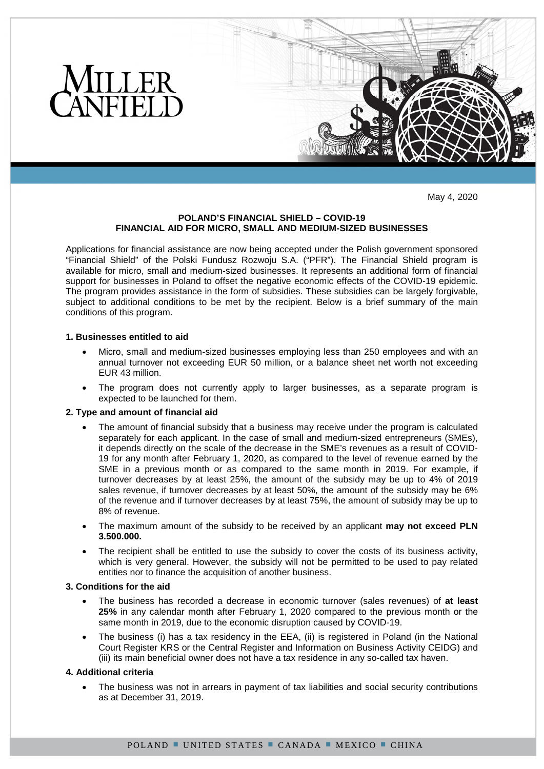May 4, 2020

# POLAND'S FINANCIAL SHIELD – COVID-19
# FINANCIAL AID FOR MICRO, SMALL AND MEDIUM-SIZED BUSINESSES

Applications for financial assistance are now being accepted under the Polish government sponsored "Financial Shield" of the Polski Fundusz Rozwoju S.A. ("PFR"). The Financial Shield program is available for micro, small and medium-sized businesses. It represents an additional form of financial support for businesses in Poland to offset the negative economic effects of the COVID-19 epidemic. The program provides assistance in the form of subsidies. These subsidies can be largely forgivable, subject to additional conditions to be met by the recipient. Below is a brief summary of the main conditions of this program.

## 1. Businesses entitled to aid

- Micro, small and medium-sized businesses employing less than 250 employees and with an annual turnover not exceeding EUR 50 million, or a balance sheet net worth not exceeding EUR 43 million.
- The program does not currently apply to larger businesses, as a separate program is expected to be launched for them.

## 2. Type and amount of financial aid

- The amount of financial subsidy that a business may receive under the program is calculated separately for each applicant. In the case of small and medium-sized entrepreneurs (SMEs), it depends directly on the scale of the decrease in the SME's revenues as a result of COVID-19 for any month after February 1, 2020, as compared to the level of revenue earned by the SME in a previous month or as compared to the same month in 2019. For example, if turnover decreases by at least 25%, the amount of the subsidy may be up to 4% of 2019 sales revenue, if turnover decreases by at least 50%, the amount of the subsidy may be 6% of the revenue and if turnover decreases by at least 75%, the amount of subsidy may be up to 8% of revenue.
- The maximum amount of the subsidy to be received by an applicant **may not exceed PLN 3.500.000.**
- The recipient shall be entitled to use the subsidy to cover the costs of its business activity, which is very general. However, the subsidy will not be permitted to be used to pay related entities nor to finance the acquisition of another business.

## 3. Conditions for the aid

- The business has recorded a decrease in economic turnover (sales revenues) of **at least 25%** in any calendar month after February 1, 2020 compared to the previous month or the same month in 2019, due to the economic disruption caused by COVID-19.
- The business (i) has a tax residency in the EEA, (ii) is registered in Poland (in the National Court Register KRS or the Central Register and Information on Business Activity CEIDG) and (iii) its main beneficial owner does not have a tax residence in any so-called tax haven.

## 4. Additional criteria

- The business was not in arrears in payment of tax liabilities and social security contributions as at December 31, 2019.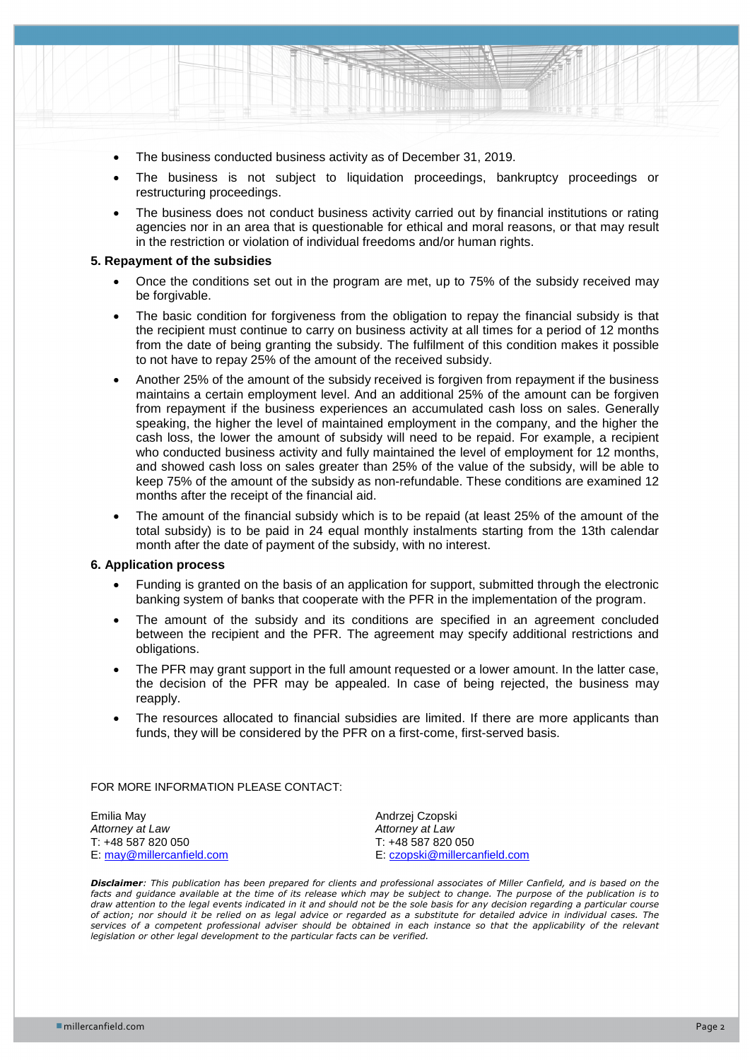- The business conducted business activity as of December 31, 2019.
- The business is not subject to liquidation proceedings, bankruptcy proceedings or restructuring proceedings.
- The business does not conduct business activity carried out by financial institutions or rating agencies nor in an area that is questionable for ethical and moral reasons, or that may result in the restriction or violation of individual freedoms and/or human rights.

**5. Repayment of the subsidies**

- Once the conditions set out in the program are met, up to 75% of the subsidy received may be forgivable.
- The basic condition for forgiveness from the obligation to repay the financial subsidy is that the recipient must continue to carry on business activity at all times for a period of 12 months from the date of being granting the subsidy. The fulfilment of this condition makes it possible to not have to repay 25% of the amount of the received subsidy.
- Another 25% of the amount of the subsidy received is forgiven from repayment if the business maintains a certain employment level. And an additional 25% of the amount can be forgiven from repayment if the business experiences an accumulated cash loss on sales. Generally speaking, the higher the level of maintained employment in the company, and the higher the cash loss, the lower the amount of subsidy will need to be repaid. For example, a recipient who conducted business activity and fully maintained the level of employment for 12 months, and showed cash loss on sales greater than 25% of the value of the subsidy, will be able to keep 75% of the amount of the subsidy as non-refundable. These conditions are examined 12 months after the receipt of the financial aid.
- The amount of the financial subsidy which is to be repaid (at least 25% of the amount of the total subsidy) is to be paid in 24 equal monthly instalments starting from the 13th calendar month after the date of payment of the subsidy, with no interest.

**6. Application process**

- Funding is granted on the basis of an application for support, submitted through the electronic banking system of banks that cooperate with the PFR in the implementation of the program.
- The amount of the subsidy and its conditions are specified in an agreement concluded between the recipient and the PFR. The agreement may specify additional restrictions and obligations.
- The PFR may grant support in the full amount requested or a lower amount. In the latter case, the decision of the PFR may be appealed. In case of being rejected, the business may reapply.
- The resources allocated to financial subsidies are limited. If there are more applicants than funds, they will be considered by the PFR on a first-come, first-served basis.

FOR MORE INFORMATION PLEASE CONTACT:

Emilia May
*Attorney at Law*
T: +48 587 820 050
E: may@millercanfield.com

Andrzej Czopski
*Attorney at Law*
T: +48 587 820 050
E: czopski@millercanfield.com

***Disclaimer**: This publication has been prepared for clients and professional associates of Miller Canfield, and is based on the facts and guidance available at the time of its release which may be subject to change. The purpose of the publication is to draw attention to the legal events indicated in it and should not be the sole basis for any decision regarding a particular course of action; nor should it be relied on as legal advice or regarded as a substitute for detailed advice in individual cases. The services of a competent professional adviser should be obtained in each instance so that the applicability of the relevant legislation or other legal development to the particular facts can be verified.*